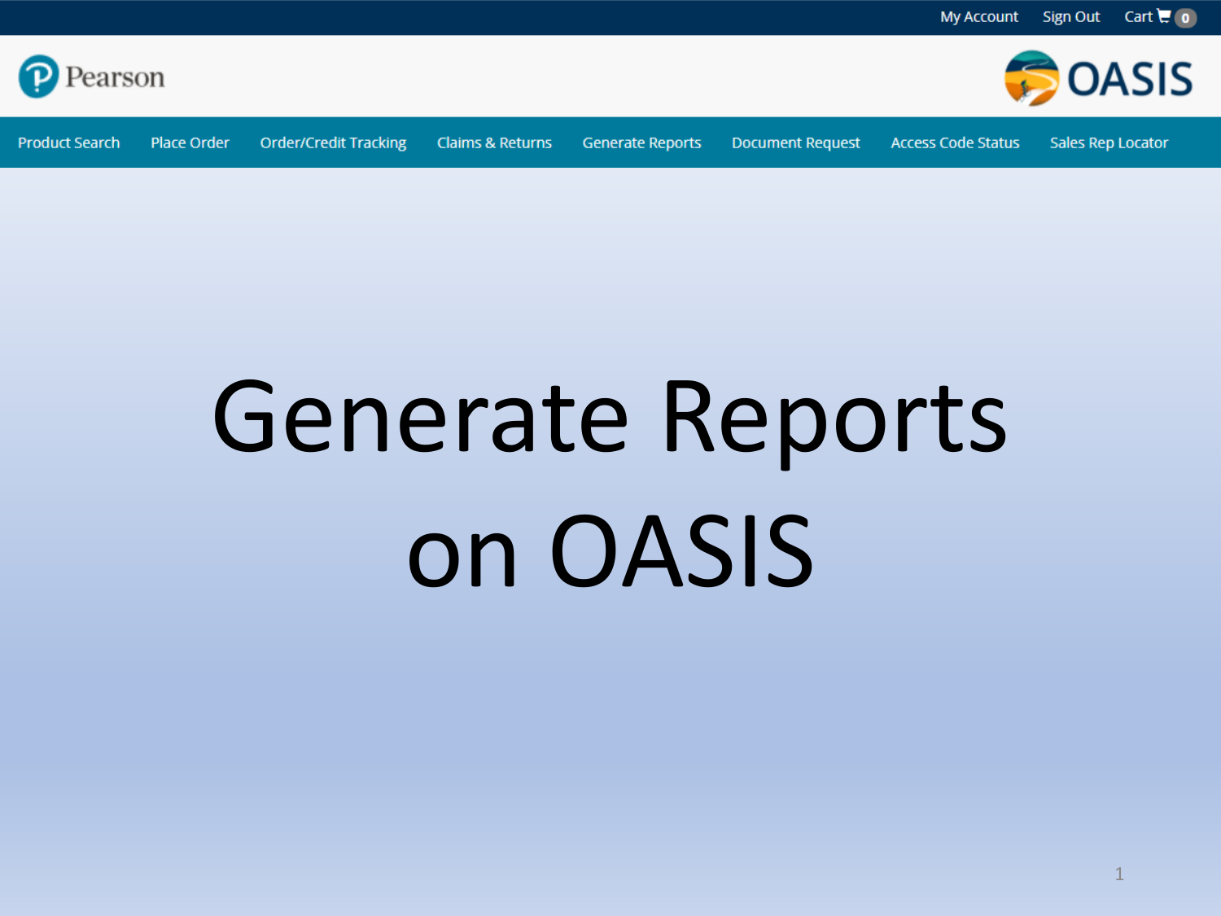My Account Sign Out Cart 0

Pearson

OASIS

Product Search | Place Order | Order/Credit Tracking | Claims & Returns | Generate Reports | Document Request | Access Code Status | Sales Rep Locator

# Generate Reports on OASIS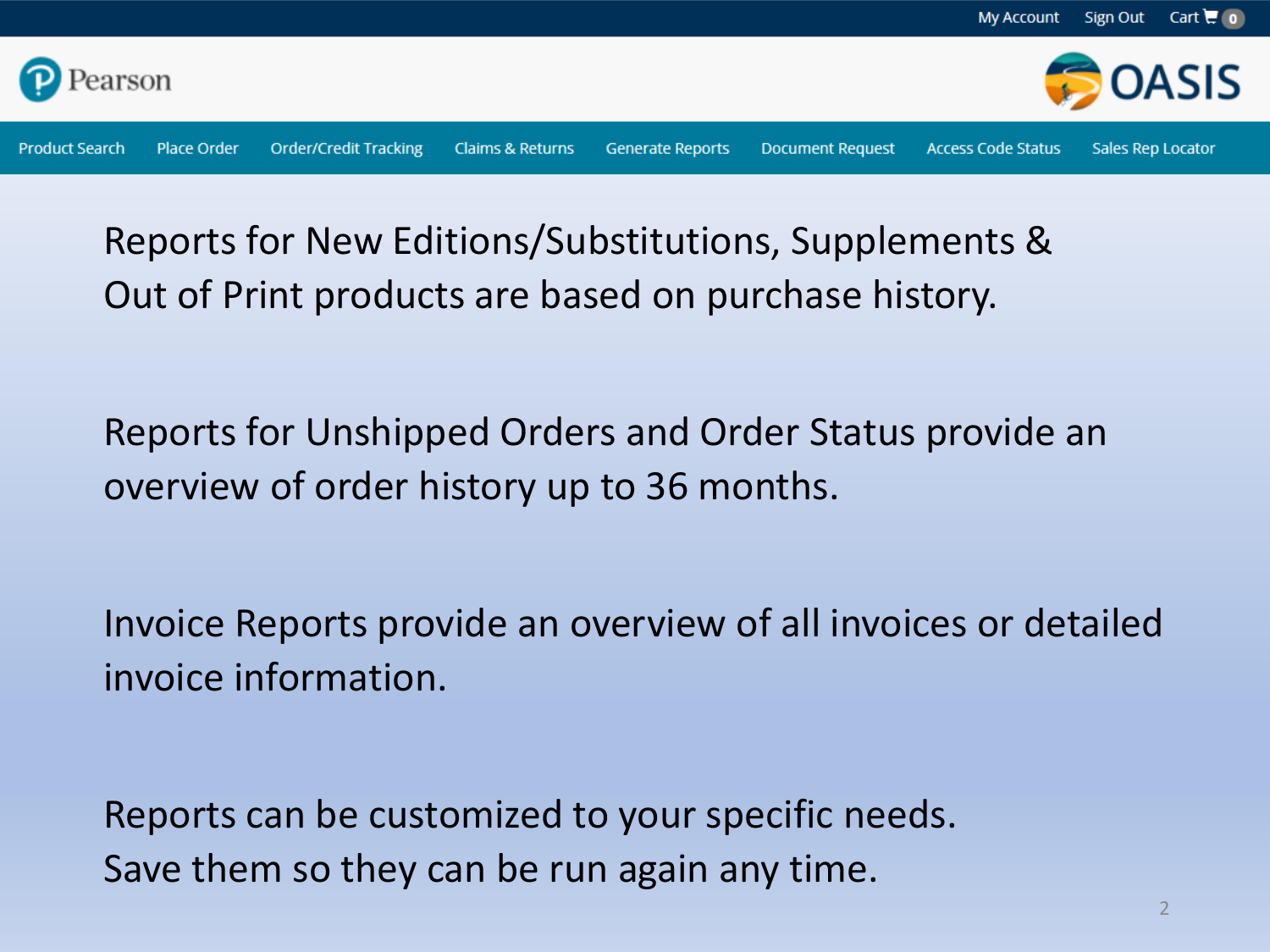My Account Sign Out Cart 0

Pearson

OASIS

Product Search | Place Order | Order/Credit Tracking | Claims & Returns | Generate Reports | Document Request | Access Code Status | Sales Rep Locator

Reports for New Editions/Substitutions, Supplements & Out of Print products are based on purchase history.

Reports for Unshipped Orders and Order Status provide an overview of order history up to 36 months.

Invoice Reports provide an overview of all invoices or detailed invoice information.

Reports can be customized to your specific needs.
Save them so they can be run again any time.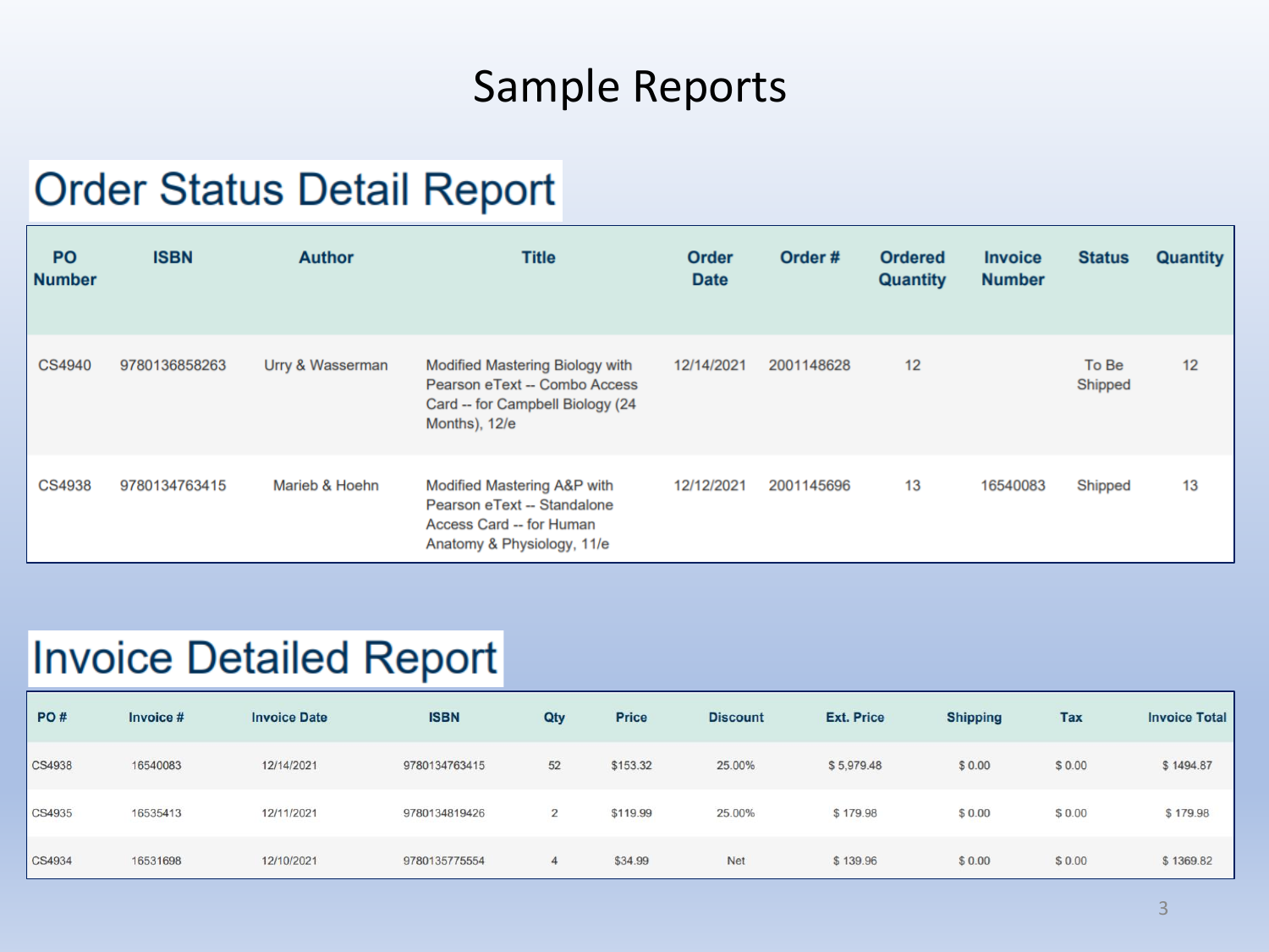# Sample Reports

## Order Status Detail Report

| PO Number | ISBN | Author | Title | Order Date | Order # | Ordered Quantity | Invoice Number | Status | Quantity |
|---|---|---|---|---|---|---|---|---|---|
| CS4940 | 9780136858263 | Urry & Wasserman | Modified Mastering Biology with Pearson eText -- Combo Access Card -- for Campbell Biology (24 Months), 12/e | 12/14/2021 | 2001148628 | 12 | | To Be Shipped | 12 |
| CS4938 | 9780134763415 | Marieb & Hoehn | Modified Mastering A&P with Pearson eText -- Standalone Access Card -- for Human Anatomy & Physiology, 11/e | 12/12/2021 | 2001145696 | 13 | 16540083 | Shipped | 13 |

## Invoice Detailed Report

| PO # | Invoice # | Invoice Date | ISBN | Qty | Price | Discount | Ext. Price | Shipping | Tax | Invoice Total |
|---|---|---|---|---|---|---|---|---|---|---|
| CS4938 | 16540083 | 12/14/2021 | 9780134763415 | 52 | $153.32 | 25.00% | $ 5,979.48 | $ 0.00 | $ 0.00 | $ 1494.87 |
| CS4935 | 16535413 | 12/11/2021 | 9780134819426 | 2 | $119.99 | 25.00% | $ 179.98 | $ 0.00 | $ 0.00 | $ 179.98 |
| CS4934 | 16531698 | 12/10/2021 | 9780135775554 | 4 | $34.99 | Net | $ 139.96 | $ 0.00 | $ 0.00 | $ 1369.82 |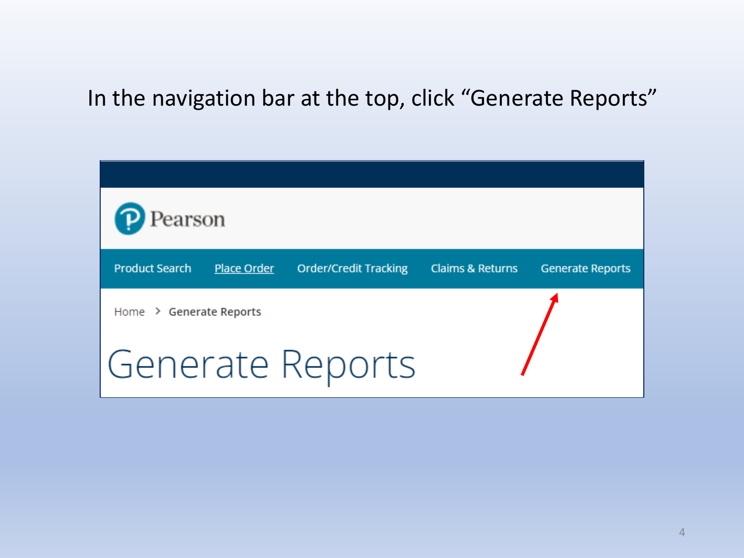In the navigation bar at the top, click “Generate Reports”

Pearson

Product Search | Place Order | Order/Credit Tracking | Claims & Returns | Generate Reports

Home > Generate Reports

Generate Reports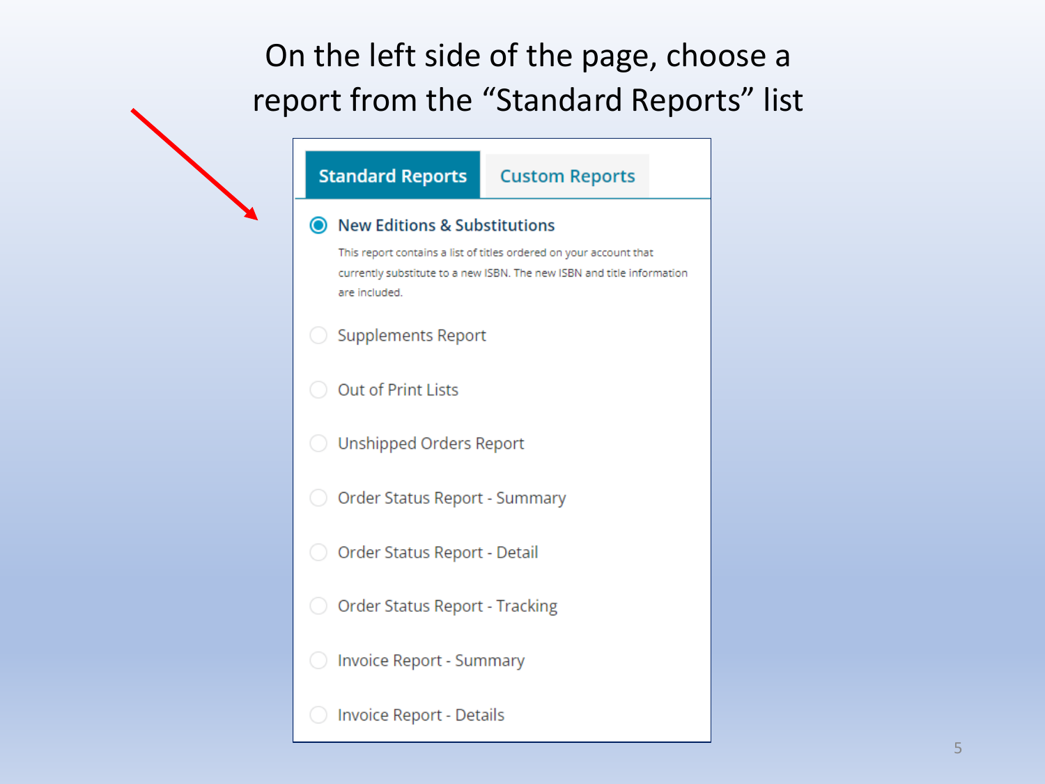# On the left side of the page, choose a report from the "Standard Reports" list

**Standard Reports** | Custom Reports

- (●) **New Editions & Substitutions**

  This report contains a list of titles ordered on your account that currently substitute to a new ISBN. The new ISBN and title information are included.

- ( ) Supplements Report
- ( ) Out of Print Lists
- ( ) Unshipped Orders Report
- ( ) Order Status Report - Summary
- ( ) Order Status Report - Detail
- ( ) Order Status Report - Tracking
- ( ) Invoice Report - Summary
- ( ) Invoice Report - Details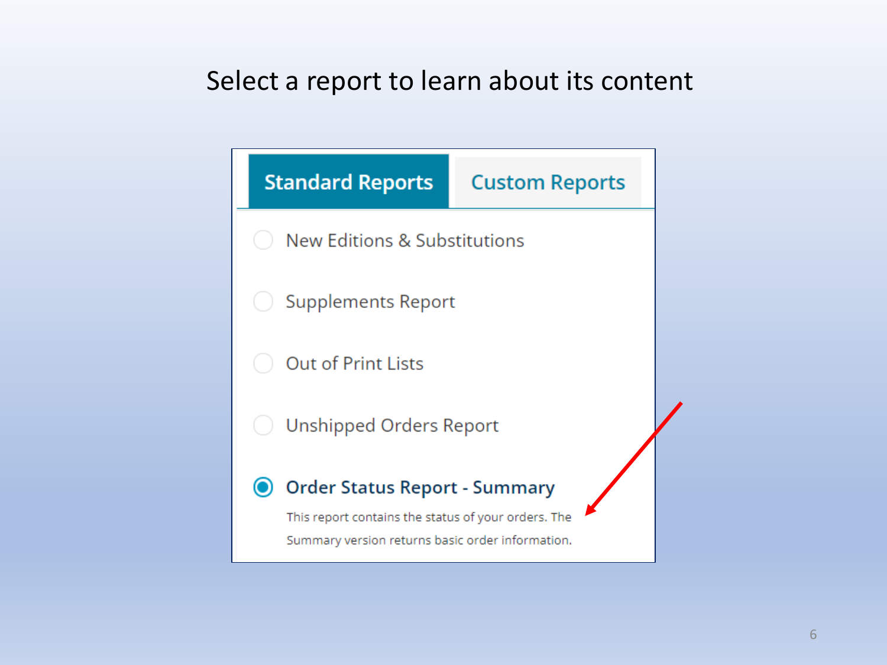# Select a report to learn about its content

**Standard Reports** | Custom Reports

- ○ New Editions & Substitutions
- ○ Supplements Report
- ○ Out of Print Lists
- ○ Unshipped Orders Report
- ◉ **Order Status Report - Summary**

  This report contains the status of your orders. The Summary version returns basic order information.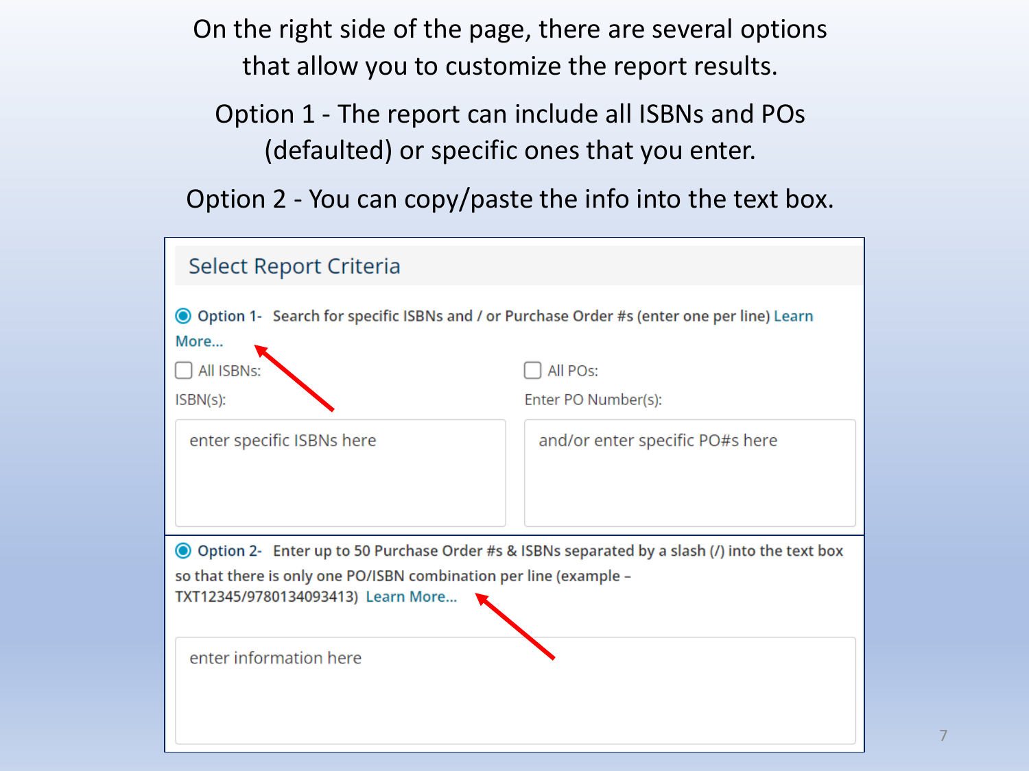On the right side of the page, there are several options that allow you to customize the report results.

Option 1 - The report can include all ISBNs and POs (defaulted) or specific ones that you enter.

Option 2 - You can copy/paste the info into the text box.

## Select Report Criteria

Option 1- Search for specific ISBNs and / or Purchase Order #s (enter one per line) Learn More...

All ISBNs:

ISBN(s):

enter specific ISBNs here

All POs:

Enter PO Number(s):

and/or enter specific PO#s here

Option 2- Enter up to 50 Purchase Order #s & ISBNs separated by a slash (/) into the text box so that there is only one PO/ISBN combination per line (example – TXT12345/9780134093413) Learn More...

enter information here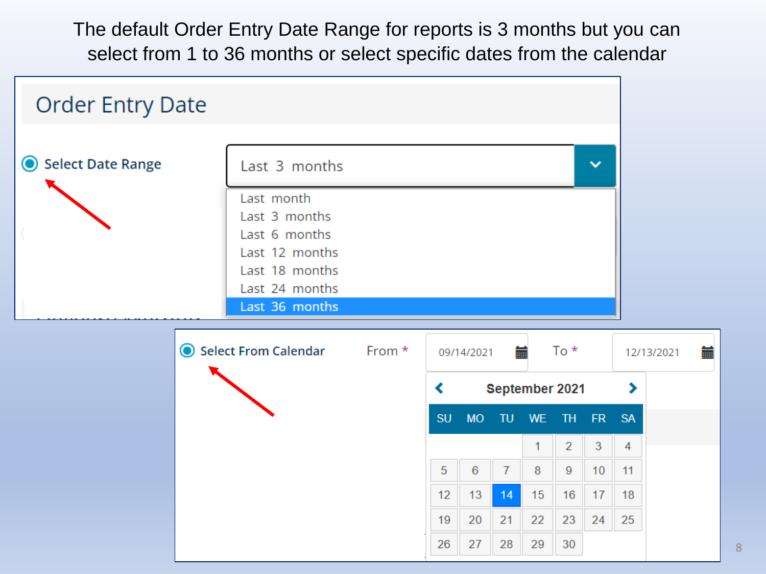The default Order Entry Date Range for reports is 3 months but you can select from 1 to 36 months or select specific dates from the calendar

## Order Entry Date

Select Date Range

Last 3 months

- Last month
- Last 3 months
- Last 6 months
- Last 12 months
- Last 18 months
- Last 24 months
- Last 36 months

Select From Calendar    From * 09/14/2021    To * 12/13/2021

September 2021

| SU | MO | TU | WE | TH | FR | SA |
| --- | --- | --- | --- | --- | --- | --- |
| | | | 1 | 2 | 3 | 4 |
| 5 | 6 | 7 | 8 | 9 | 10 | 11 |
| 12 | 13 | 14 | 15 | 16 | 17 | 18 |
| 19 | 20 | 21 | 22 | 23 | 24 | 25 |
| 26 | 27 | 28 | 29 | 30 | | |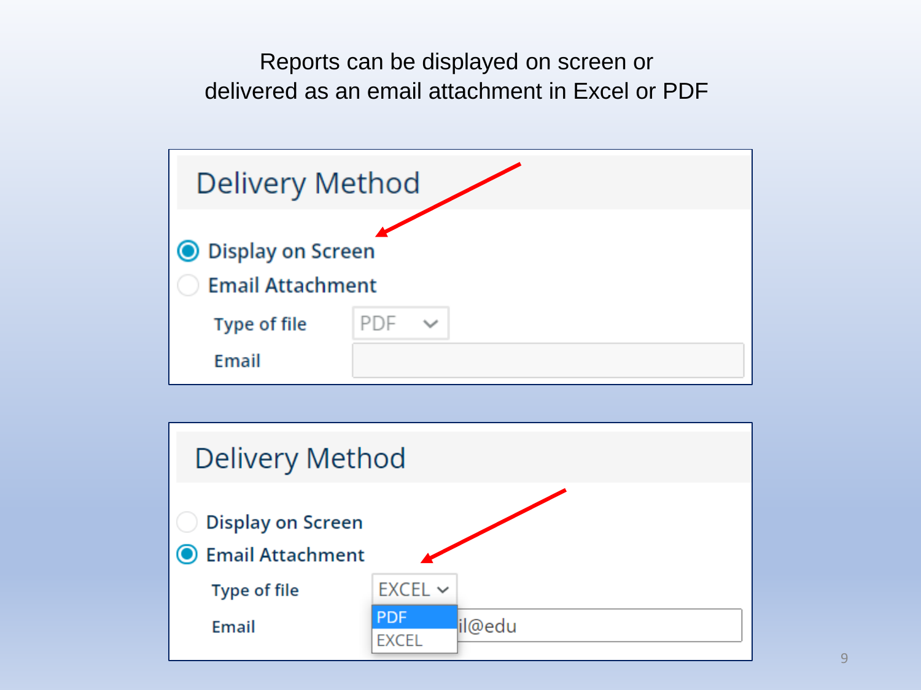Reports can be displayed on screen or delivered as an email attachment in Excel or PDF

## Delivery Method

- (●) Display on Screen
- ( ) Email Attachment

Type of file: PDF

Email:

## Delivery Method

- ( ) Display on Screen
- (●) Email Attachment

Type of file: EXCEL

- PDF
- EXCEL

Email: il@edu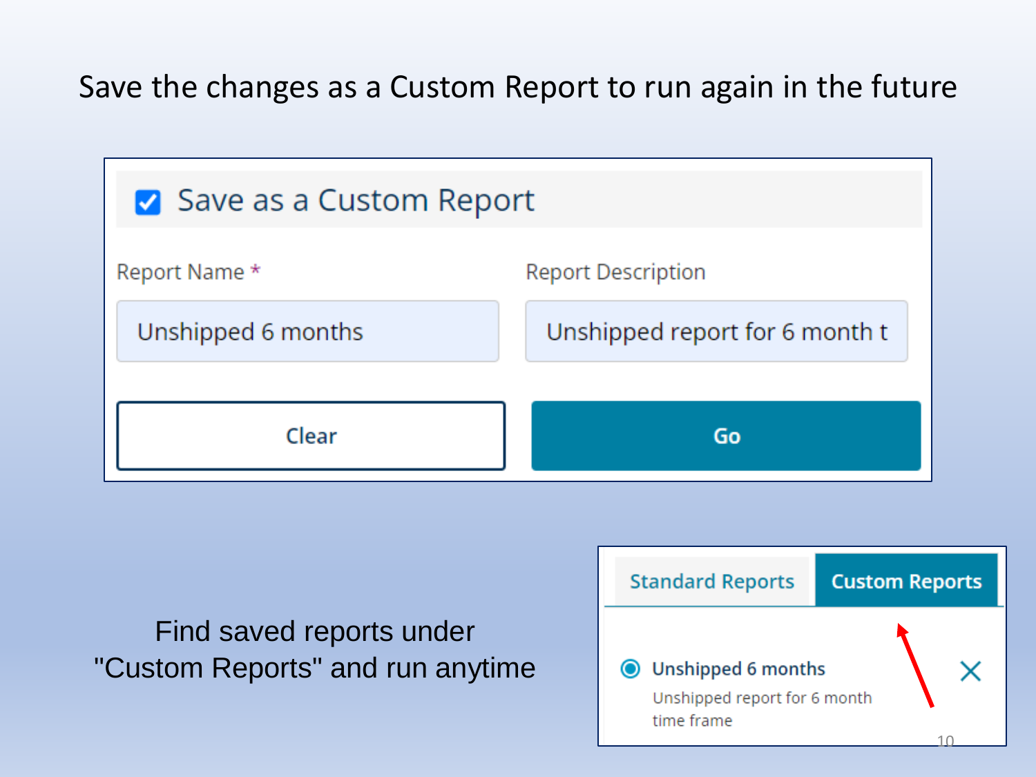# Save the changes as a Custom Report to run again in the future

☑ Save as a Custom Report

Report Name *

Unshipped 6 months

Report Description

Unshipped report for 6 month t

Clear

Go

Find saved reports under "Custom Reports" and run anytime

Standard Reports | Custom Reports

Unshipped 6 months

Unshipped report for 6 month time frame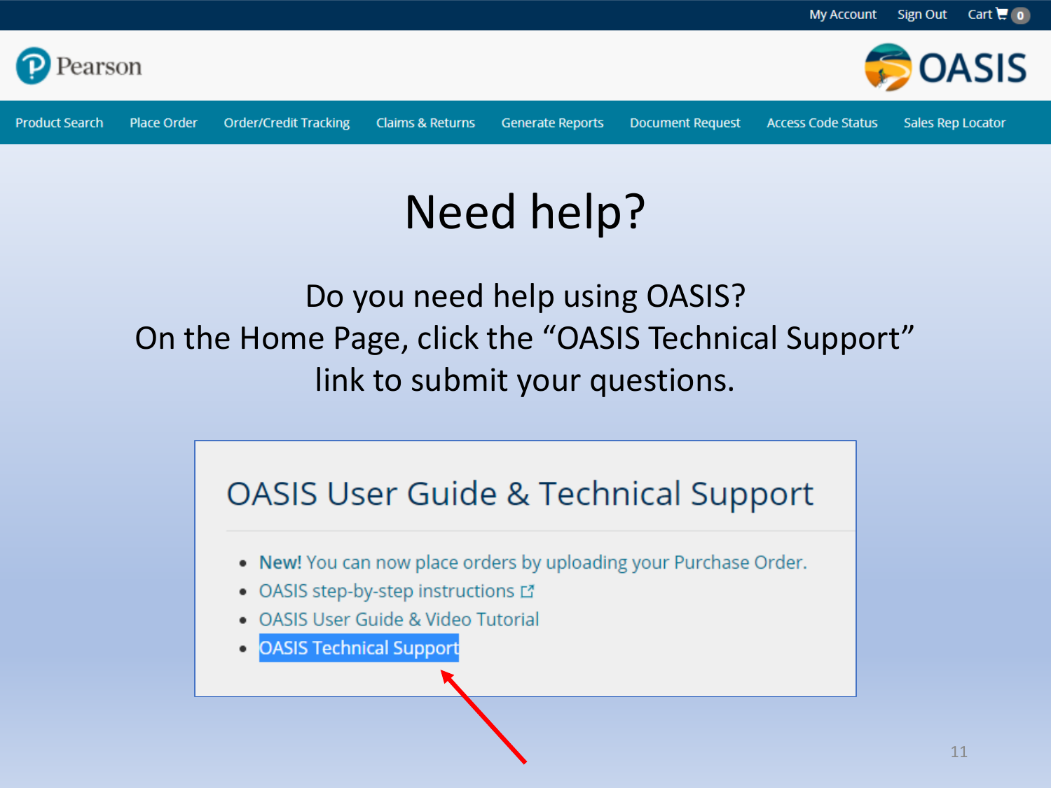My Account Sign Out Cart 0

Pearson

OASIS

Product Search | Place Order | Order/Credit Tracking | Claims & Returns | Generate Reports | Document Request | Access Code Status | Sales Rep Locator

# Need help?

Do you need help using OASIS?
On the Home Page, click the "OASIS Technical Support" link to submit your questions.

## OASIS User Guide & Technical Support

- **New!** You can now place orders by uploading your Purchase Order.
- OASIS step-by-step instructions
- OASIS User Guide & Video Tutorial
- OASIS Technical Support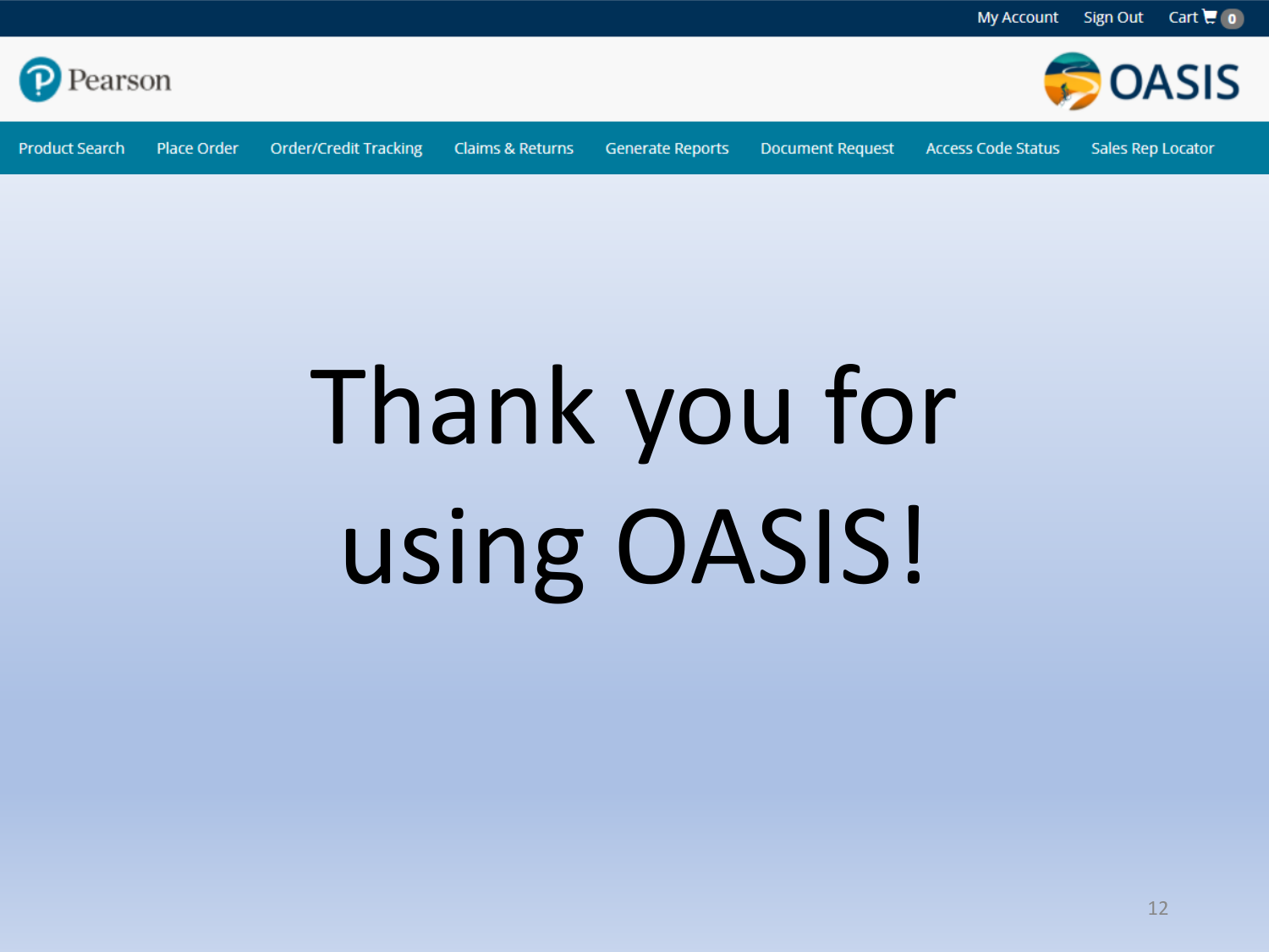My Account Sign Out Cart 0

Pearson

OASIS

Product Search | Place Order | Order/Credit Tracking | Claims & Returns | Generate Reports | Document Request | Access Code Status | Sales Rep Locator

# Thank you for using OASIS!